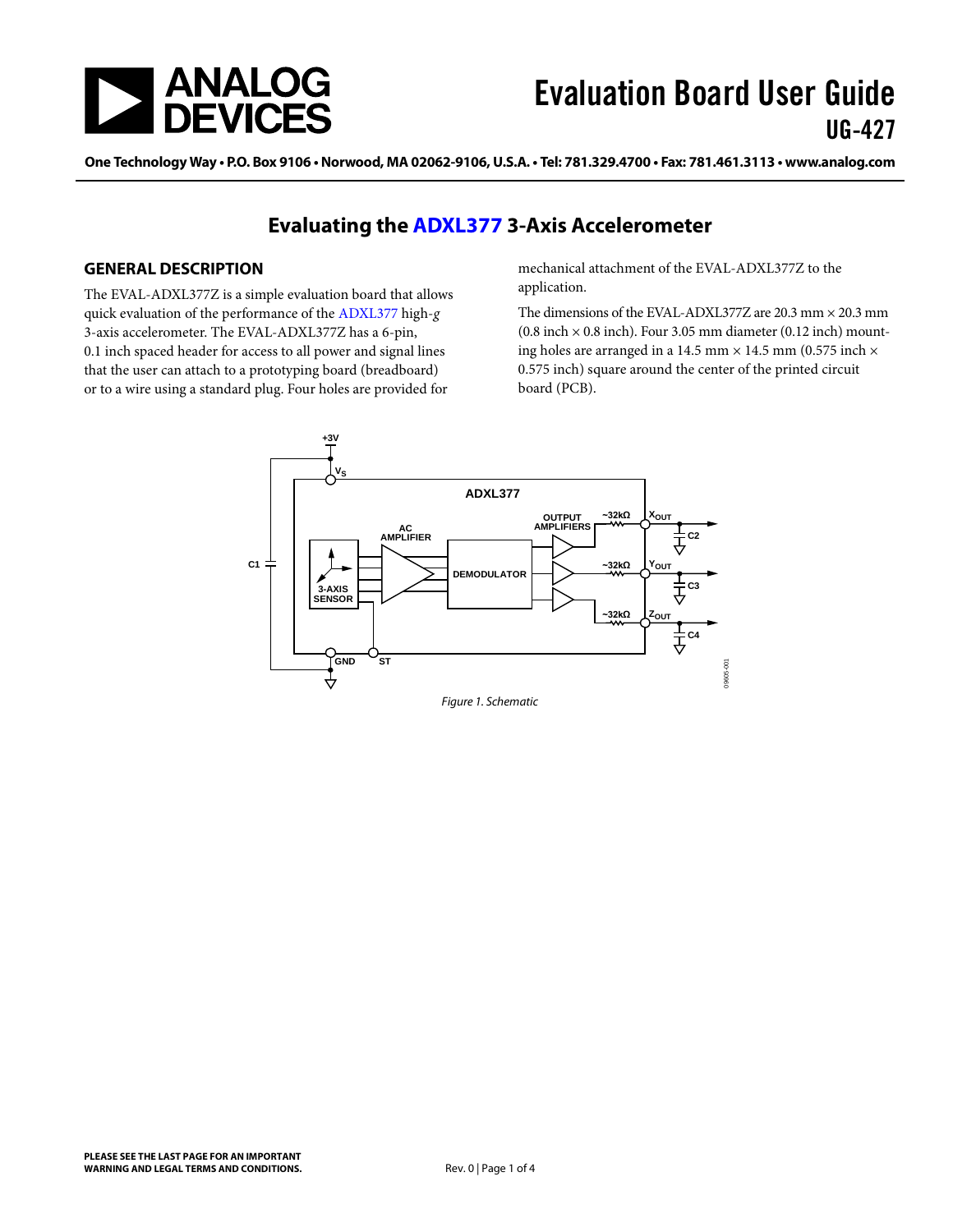# Evaluation Board User Guide

## UG-427

One Technology Way • P.O. Box 9106 • Norwood, MA 02062-9106, U.S.A. • Tel: 781.329.4700 • Fax: 781.461.3113 • www.analog.com

# Evaluating the ADXL377 3-Axis Accelerometer

## GENERAL DESCRIPTION

The EVAL-ADXL377Z is a simple evaluation board that allows quick evaluation of the performance of the ADXL377 high-*g* 3-axis accelerometer. The EVAL-ADXL377Z has a 6-pin, 0.1 inch spaced header for access to all power and signal lines that the user can attach to a prototyping board (breadboard) or to a wire using a standard plug. Four holes are provided for mechanical attachment of the EVAL-ADXL377Z to the application.

The dimensions of the EVAL-ADXL377Z are 20.3 mm × 20.3 mm (0.8 inch × 0.8 inch). Four 3.05 mm diameter (0.12 inch) mounting holes are arranged in a 14.5 mm × 14.5 mm (0.575 inch × 0.575 inch) square around the center of the printed circuit board (PCB).

*Figure 1. Schematic*

PLEASE SEE THE LAST PAGE FOR AN IMPORTANT WARNING AND LEGAL TERMS AND CONDITIONS.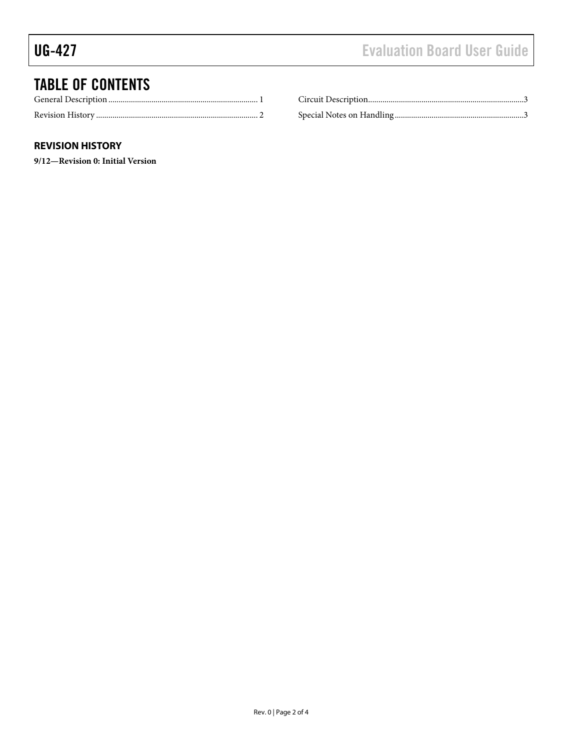# TABLE OF CONTENTS

General Description ........................................................................ 1
Revision History .............................................................................. 2
Circuit Description........................................................................... 3
Special Notes on Handling ............................................................... 3

## REVISION HISTORY

**9/12—Revision 0: Initial Version**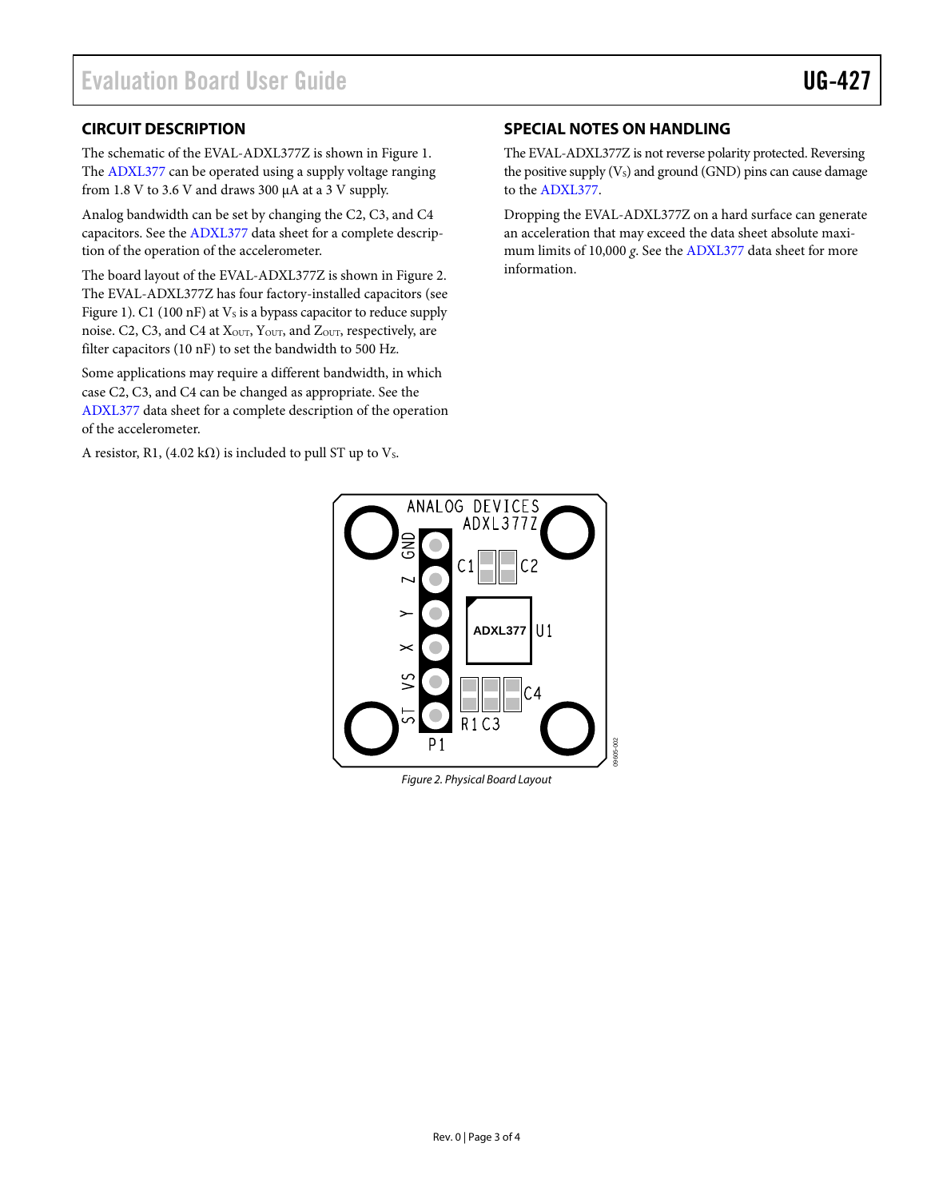## CIRCUIT DESCRIPTION

The schematic of the EVAL-ADXL377Z is shown in Figure 1. The ADXL377 can be operated using a supply voltage ranging from 1.8 V to 3.6 V and draws 300 µA at a 3 V supply.

Analog bandwidth can be set by changing the C2, C3, and C4 capacitors. See the ADXL377 data sheet for a complete description of the operation of the accelerometer.

The board layout of the EVAL-ADXL377Z is shown in Figure 2. The EVAL-ADXL377Z has four factory-installed capacitors (see Figure 1). C1 (100 nF) at $V_S$ is a bypass capacitor to reduce supply noise. C2, C3, and C4 at $X_{OUT}$, $Y_{OUT}$, and $Z_{OUT}$, respectively, are filter capacitors (10 nF) to set the bandwidth to 500 Hz.

Some applications may require a different bandwidth, in which case C2, C3, and C4 can be changed as appropriate. See the ADXL377 data sheet for a complete description of the operation of the accelerometer.

A resistor, R1, (4.02 kΩ) is included to pull ST up to $V_S$.

## SPECIAL NOTES ON HANDLING

The EVAL-ADXL377Z is not reverse polarity protected. Reversing the positive supply ($V_S$) and ground (GND) pins can cause damage to the ADXL377.

Dropping the EVAL-ADXL377Z on a hard surface can generate an acceleration that may exceed the data sheet absolute maximum limits of 10,000 *g*. See the ADXL377 data sheet for more information.

*Figure 2. Physical Board Layout*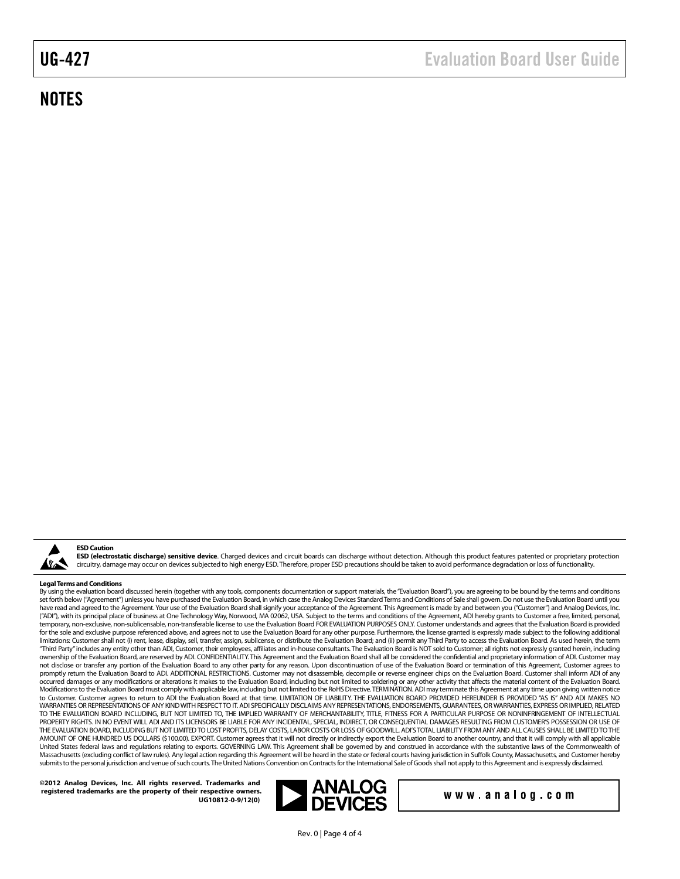# NOTES

**ESD Caution**

**ESD (electrostatic discharge) sensitive device**. Charged devices and circuit boards can discharge without detection. Although this product features patented or proprietary protection circuitry, damage may occur on devices subjected to high energy ESD. Therefore, proper ESD precautions should be taken to avoid performance degradation or loss of functionality.

**Legal Terms and Conditions**

By using the evaluation board discussed herein (together with any tools, components documentation or support materials, the "Evaluation Board"), you are agreeing to be bound by the terms and conditions set forth below ("Agreement") unless you have purchased the Evaluation Board, in which case the Analog Devices Standard Terms and Conditions of Sale shall govern. Do not use the Evaluation Board until you have read and agreed to the Agreement. Your use of the Evaluation Board shall signify your acceptance of the Agreement. This Agreement is made by and between you ("Customer") and Analog Devices, Inc. ("ADI"), with its principal place of business at One Technology Way, Norwood, MA 02062, USA. Subject to the terms and conditions of the Agreement, ADI hereby grants to Customer a free, limited, personal, temporary, non-exclusive, non-sublicensable, non-transferable license to use the Evaluation Board FOR EVALUATION PURPOSES ONLY. Customer understands and agrees that the Evaluation Board is provided for the sole and exclusive purpose referenced above, and agrees not to use the Evaluation Board for any other purpose. Furthermore, the license granted is expressly made subject to the following additional limitations: Customer shall not (i) rent, lease, display, sell, transfer, assign, sublicense, or distribute the Evaluation Board; and (ii) permit any Third Party to access the Evaluation Board. As used herein, the term "Third Party" includes any entity other than ADI, Customer, their employees, affiliates and in-house consultants. The Evaluation Board is NOT sold to Customer; all rights not expressly granted herein, including ownership of the Evaluation Board, are reserved by ADI. CONFIDENTIALITY. This Agreement and the Evaluation Board shall all be considered the confidential and proprietary information of ADI. Customer may not disclose or transfer any portion of the Evaluation Board to any other party for any reason. Upon discontinuation of use of the Evaluation Board or termination of this Agreement, Customer agrees to promptly return the Evaluation Board to ADI. ADDITIONAL RESTRICTIONS. Customer may not disassemble, decompile or reverse engineer chips on the Evaluation Board. Customer shall inform ADI of any occurred damages or any modifications or alterations it makes to the Evaluation Board, including but not limited to soldering or any other activity that affects the material content of the Evaluation Board. Modifications to the Evaluation Board must comply with applicable law, including but not limited to the RoHS Directive. TERMINATION. ADI may terminate this Agreement at any time upon giving written notice to Customer. Customer agrees to return to ADI the Evaluation Board at that time. LIMITATION OF LIABILITY. THE EVALUATION BOARD PROVIDED HEREUNDER IS PROVIDED "AS IS" AND ADI MAKES NO WARRANTIES OR REPRESENTATIONS OF ANY KIND WITH RESPECT TO IT. ADI SPECIFICALLY DISCLAIMS ANY REPRESENTATIONS, ENDORSEMENTS, GUARANTEES, OR WARRANTIES, EXPRESS OR IMPLIED, RELATED TO THE EVALUATION BOARD INCLUDING, BUT NOT LIMITED TO, THE IMPLIED WARRANTY OF MERCHANTABILITY, TITLE, FITNESS FOR A PARTICULAR PURPOSE OR NONINFRINGEMENT OF INTELLECTUAL PROPERTY RIGHTS. IN NO EVENT WILL ADI AND ITS LICENSORS BE LIABLE FOR ANY INCIDENTAL, SPECIAL, INDIRECT, OR CONSEQUENTIAL DAMAGES RESULTING FROM CUSTOMER'S POSSESSION OR USE OF THE EVALUATION BOARD, INCLUDING BUT NOT LIMITED TO LOST PROFITS, DELAY COSTS, LABOR COSTS OR LOSS OF GOODWILL. ADI'S TOTAL LIABILITY FROM ANY AND ALL CAUSES SHALL BE LIMITED TO THE AMOUNT OF ONE HUNDRED US DOLLARS ($100.00). EXPORT. Customer agrees that it will not directly or indirectly export the Evaluation Board to another country, and that it will comply with all applicable United States federal laws and regulations relating to exports. GOVERNING LAW. This Agreement shall be governed by and construed in accordance with the substantive laws of the Commonwealth of Massachusetts (excluding conflict of law rules). Any legal action regarding this Agreement will be heard in the state or federal courts having jurisdiction in Suffolk County, Massachusetts, and Customer hereby submits to the personal jurisdiction and venue of such courts. The United Nations Convention on Contracts for the International Sale of Goods shall not apply to this Agreement and is expressly disclaimed.

**©2012 Analog Devices, Inc. All rights reserved. Trademarks and registered trademarks are the property of their respective owners. UG10812-0-9/12(0)**

ANALOG DEVICES

www.analog.com